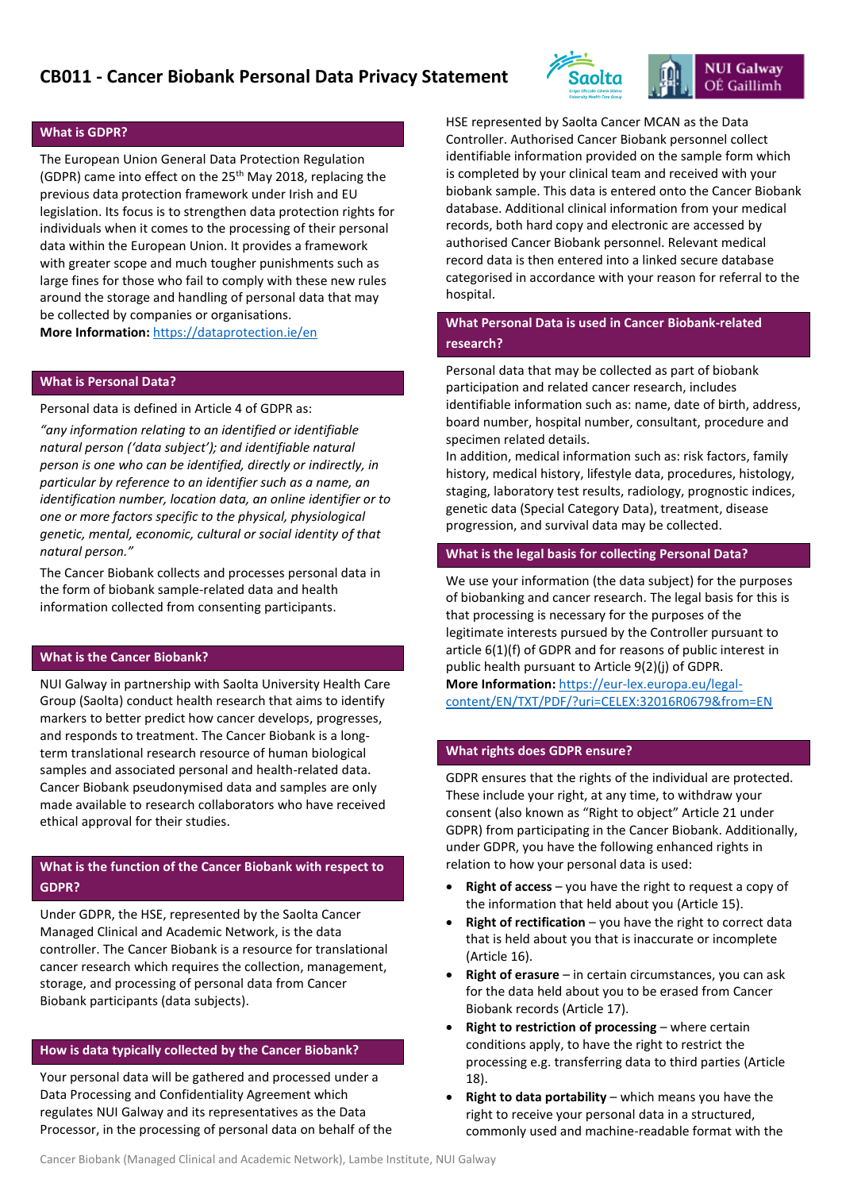# CB011 - Cancer Biobank Personal Data Privacy Statement

## What is GDPR?

The European Union General Data Protection Regulation (GDPR) came into effect on the 25th May 2018, replacing the previous data protection framework under Irish and EU legislation. Its focus is to strengthen data protection rights for individuals when it comes to the processing of their personal data within the European Union. It provides a framework with greater scope and much tougher punishments such as large fines for those who fail to comply with these new rules around the storage and handling of personal data that may be collected by companies or organisations.

**More Information:** https://dataprotection.ie/en

## What is Personal Data?

Personal data is defined in Article 4 of GDPR as:

*"any information relating to an identified or identifiable natural person ('data subject'); and identifiable natural person is one who can be identified, directly or indirectly, in particular by reference to an identifier such as a name, an identification number, location data, an online identifier or to one or more factors specific to the physical, physiological genetic, mental, economic, cultural or social identity of that natural person."*

The Cancer Biobank collects and processes personal data in the form of biobank sample-related data and health information collected from consenting participants.

## What is the Cancer Biobank?

NUI Galway in partnership with Saolta University Health Care Group (Saolta) conduct health research that aims to identify markers to better predict how cancer develops, progresses, and responds to treatment. The Cancer Biobank is a long-term translational research resource of human biological samples and associated personal and health-related data. Cancer Biobank pseudonymised data and samples are only made available to research collaborators who have received ethical approval for their studies.

## What is the function of the Cancer Biobank with respect to GDPR?

Under GDPR, the HSE, represented by the Saolta Cancer Managed Clinical and Academic Network, is the data controller. The Cancer Biobank is a resource for translational cancer research which requires the collection, management, storage, and processing of personal data from Cancer Biobank participants (data subjects).

## How is data typically collected by the Cancer Biobank?

Your personal data will be gathered and processed under a Data Processing and Confidentiality Agreement which regulates NUI Galway and its representatives as the Data Processor, in the processing of personal data on behalf of the HSE represented by Saolta Cancer MCAN as the Data Controller. Authorised Cancer Biobank personnel collect identifiable information provided on the sample form which is completed by your clinical team and received with your biobank sample. This data is entered onto the Cancer Biobank database. Additional clinical information from your medical records, both hard copy and electronic are accessed by authorised Cancer Biobank personnel. Relevant medical record data is then entered into a linked secure database categorised in accordance with your reason for referral to the hospital.

## What Personal Data is used in Cancer Biobank-related research?

Personal data that may be collected as part of biobank participation and related cancer research, includes identifiable information such as: name, date of birth, address, board number, hospital number, consultant, procedure and specimen related details.

In addition, medical information such as: risk factors, family history, medical history, lifestyle data, procedures, histology, staging, laboratory test results, radiology, prognostic indices, genetic data (Special Category Data), treatment, disease progression, and survival data may be collected.

## What is the legal basis for collecting Personal Data?

We use your information (the data subject) for the purposes of biobanking and cancer research. The legal basis for this is that processing is necessary for the purposes of the legitimate interests pursued by the Controller pursuant to article 6(1)(f) of GDPR and for reasons of public interest in public health pursuant to Article 9(2)(j) of GDPR.

**More Information:** https://eur-lex.europa.eu/legal-content/EN/TXT/PDF/?uri=CELEX:32016R0679&from=EN

## What rights does GDPR ensure?

GDPR ensures that the rights of the individual are protected. These include your right, at any time, to withdraw your consent (also known as "Right to object" Article 21 under GDPR) from participating in the Cancer Biobank. Additionally, under GDPR, you have the following enhanced rights in relation to how your personal data is used:

- **Right of access** – you have the right to request a copy of the information that held about you (Article 15).
- **Right of rectification** – you have the right to correct data that is held about you that is inaccurate or incomplete (Article 16).
- **Right of erasure** – in certain circumstances, you can ask for the data held about you to be erased from Cancer Biobank records (Article 17).
- **Right to restriction of processing** – where certain conditions apply, to have the right to restrict the processing e.g. transferring data to third parties (Article 18).
- **Right to data portability** – which means you have the right to receive your personal data in a structured, commonly used and machine-readable format with the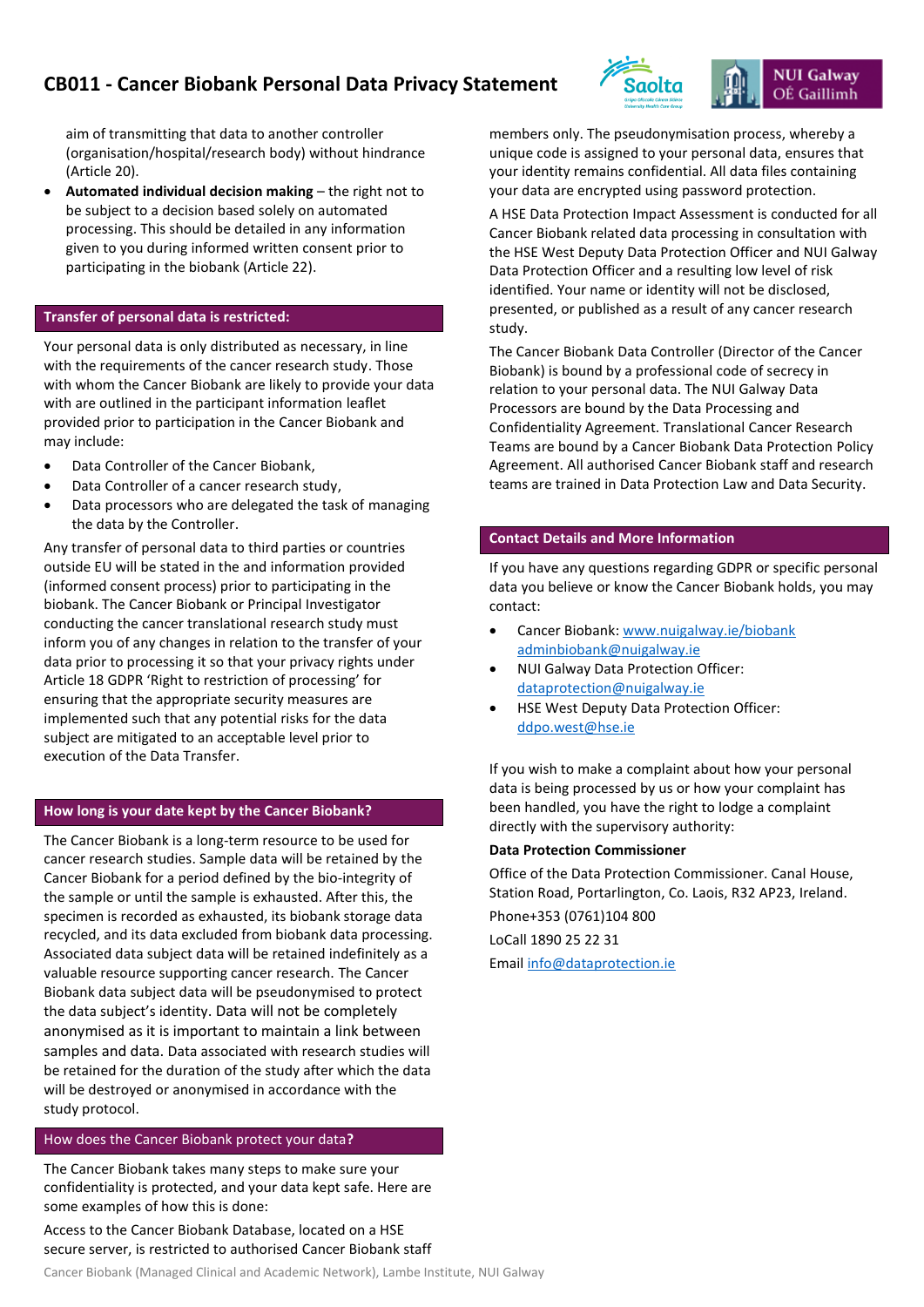aim of transmitting that data to another controller (organisation/hospital/research body) without hindrance (Article 20).

- **Automated individual decision making** – the right not to be subject to a decision based solely on automated processing. This should be detailed in any information given to you during informed written consent prior to participating in the biobank (Article 22).

## Transfer of personal data is restricted:

Your personal data is only distributed as necessary, in line with the requirements of the cancer research study. Those with whom the Cancer Biobank are likely to provide your data with are outlined in the participant information leaflet provided prior to participation in the Cancer Biobank and may include:

- Data Controller of the Cancer Biobank,
- Data Controller of a cancer research study,
- Data processors who are delegated the task of managing the data by the Controller.

Any transfer of personal data to third parties or countries outside EU will be stated in the and information provided (informed consent process) prior to participating in the biobank. The Cancer Biobank or Principal Investigator conducting the cancer translational research study must inform you of any changes in relation to the transfer of your data prior to processing it so that your privacy rights under Article 18 GDPR 'Right to restriction of processing' for ensuring that the appropriate security measures are implemented such that any potential risks for the data subject are mitigated to an acceptable level prior to execution of the Data Transfer.

## How long is your date kept by the Cancer Biobank?

The Cancer Biobank is a long-term resource to be used for cancer research studies. Sample data will be retained by the Cancer Biobank for a period defined by the bio-integrity of the sample or until the sample is exhausted. After this, the specimen is recorded as exhausted, its biobank storage data recycled, and its data excluded from biobank data processing. Associated data subject data will be retained indefinitely as a valuable resource supporting cancer research. The Cancer Biobank data subject data will be pseudonymised to protect the data subject's identity. Data will not be completely anonymised as it is important to maintain a link between samples and data. Data associated with research studies will be retained for the duration of the study after which the data will be destroyed or anonymised in accordance with the study protocol.

## How does the Cancer Biobank protect your data?

The Cancer Biobank takes many steps to make sure your confidentiality is protected, and your data kept safe. Here are some examples of how this is done:

Access to the Cancer Biobank Database, located on a HSE secure server, is restricted to authorised Cancer Biobank staff members only. The pseudonymisation process, whereby a unique code is assigned to your personal data, ensures that your identity remains confidential. All data files containing your data are encrypted using password protection.

A HSE Data Protection Impact Assessment is conducted for all Cancer Biobank related data processing in consultation with the HSE West Deputy Data Protection Officer and NUI Galway Data Protection Officer and a resulting low level of risk identified. Your name or identity will not be disclosed, presented, or published as a result of any cancer research study.

The Cancer Biobank Data Controller (Director of the Cancer Biobank) is bound by a professional code of secrecy in relation to your personal data. The NUI Galway Data Processors are bound by the Data Processing and Confidentiality Agreement. Translational Cancer Research Teams are bound by a Cancer Biobank Data Protection Policy Agreement. All authorised Cancer Biobank staff and research teams are trained in Data Protection Law and Data Security.

## Contact Details and More Information

If you have any questions regarding GDPR or specific personal data you believe or know the Cancer Biobank holds, you may contact:

- Cancer Biobank: www.nuigalway.ie/biobank adminbiobank@nuigalway.ie
- NUI Galway Data Protection Officer: dataprotection@nuigalway.ie
- HSE West Deputy Data Protection Officer: ddpo.west@hse.ie

If you wish to make a complaint about how your personal data is being processed by us or how your complaint has been handled, you have the right to lodge a complaint directly with the supervisory authority:

**Data Protection Commissioner**

Office of the Data Protection Commissioner. Canal House, Station Road, Portarlington, Co. Laois, R32 AP23, Ireland.

Phone+353 (0761)104 800

LoCall 1890 25 22 31

Email info@dataprotection.ie